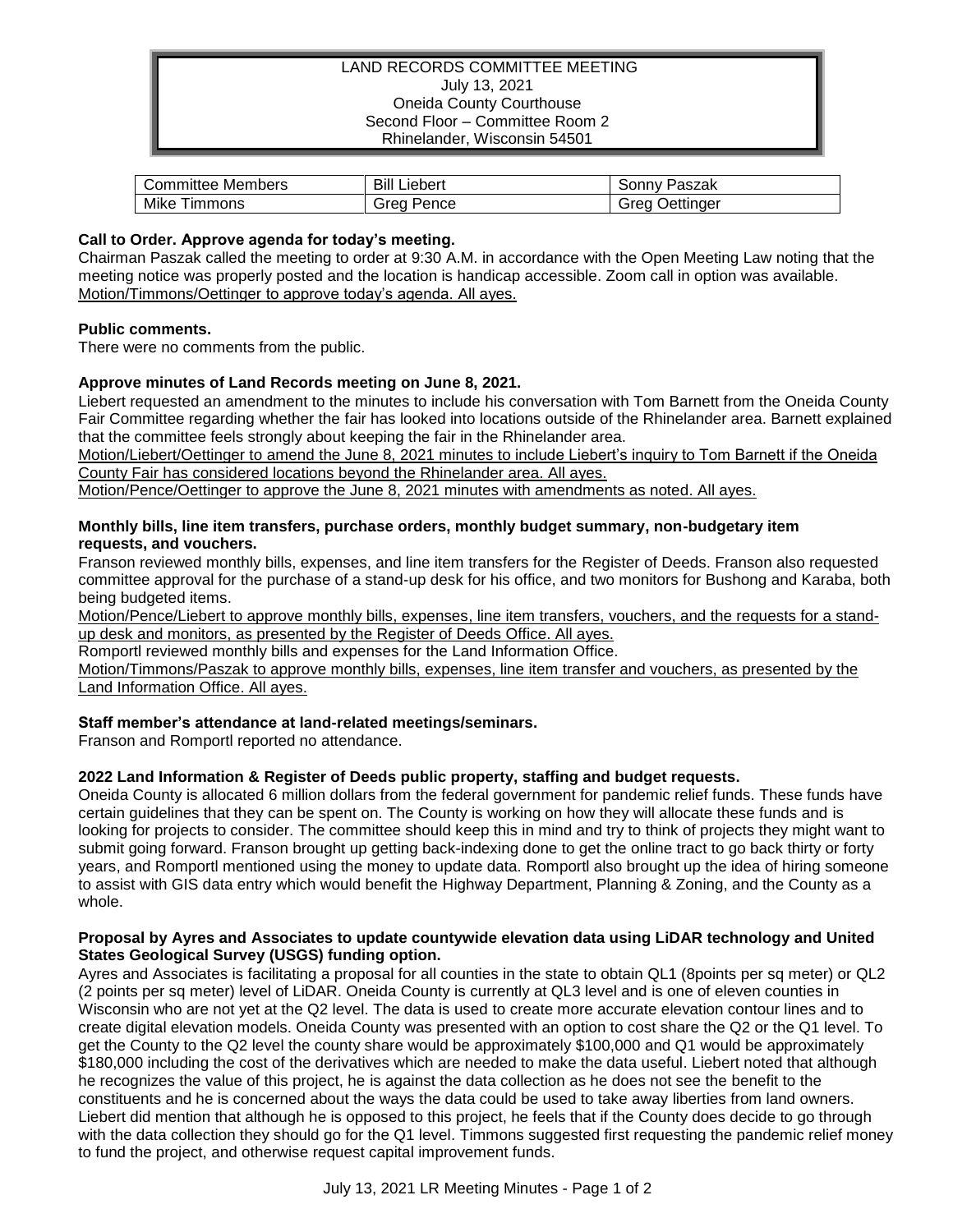LAND RECORDS COMMITTEE MEETING
July 13, 2021
Oneida County Courthouse
Second Floor – Committee Room 2
Rhinelander, Wisconsin 54501

| Committee Members | Bill Liebert | Sonny Paszak |
|---|---|---|
| Mike Timmons | Greg Pence | Greg Oettinger |

**Call to Order. Approve agenda for today's meeting.**

Chairman Paszak called the meeting to order at 9:30 A.M. in accordance with the Open Meeting Law noting that the meeting notice was properly posted and the location is handicap accessible. Zoom call in option was available.
Motion/Timmons/Oettinger to approve today's agenda. All ayes.

**Public comments.**

There were no comments from the public.

**Approve minutes of Land Records meeting on June 8, 2021.**

Liebert requested an amendment to the minutes to include his conversation with Tom Barnett from the Oneida County Fair Committee regarding whether the fair has looked into locations outside of the Rhinelander area. Barnett explained that the committee feels strongly about keeping the fair in the Rhinelander area.
Motion/Liebert/Oettinger to amend the June 8, 2021 minutes to include Liebert's inquiry to Tom Barnett if the Oneida County Fair has considered locations beyond the Rhinelander area. All ayes.
Motion/Pence/Oettinger to approve the June 8, 2021 minutes with amendments as noted. All ayes.

**Monthly bills, line item transfers, purchase orders, monthly budget summary, non-budgetary item requests, and vouchers.**

Franson reviewed monthly bills, expenses, and line item transfers for the Register of Deeds. Franson also requested committee approval for the purchase of a stand-up desk for his office, and two monitors for Bushong and Karaba, both being budgeted items.
Motion/Pence/Liebert to approve monthly bills, expenses, line item transfers, vouchers, and the requests for a stand-up desk and monitors, as presented by the Register of Deeds Office. All ayes.
Romportl reviewed monthly bills and expenses for the Land Information Office.
Motion/Timmons/Paszak to approve monthly bills, expenses, line item transfer and vouchers, as presented by the Land Information Office. All ayes.

**Staff member's attendance at land-related meetings/seminars.**

Franson and Romportl reported no attendance.

**2022 Land Information & Register of Deeds public property, staffing and budget requests.**

Oneida County is allocated 6 million dollars from the federal government for pandemic relief funds. These funds have certain guidelines that they can be spent on. The County is working on how they will allocate these funds and is looking for projects to consider. The committee should keep this in mind and try to think of projects they might want to submit going forward. Franson brought up getting back-indexing done to get the online tract to go back thirty or forty years, and Romportl mentioned using the money to update data. Romportl also brought up the idea of hiring someone to assist with GIS data entry which would benefit the Highway Department, Planning & Zoning, and the County as a whole.

**Proposal by Ayres and Associates to update countywide elevation data using LiDAR technology and United States Geological Survey (USGS) funding option.**

Ayres and Associates is facilitating a proposal for all counties in the state to obtain QL1 (8points per sq meter) or QL2 (2 points per sq meter) level of LiDAR. Oneida County is currently at QL3 level and is one of eleven counties in Wisconsin who are not yet at the Q2 level. The data is used to create more accurate elevation contour lines and to create digital elevation models. Oneida County was presented with an option to cost share the Q2 or the Q1 level. To get the County to the Q2 level the county share would be approximately $100,000 and Q1 would be approximately $180,000 including the cost of the derivatives which are needed to make the data useful. Liebert noted that although he recognizes the value of this project, he is against the data collection as he does not see the benefit to the constituents and he is concerned about the ways the data could be used to take away liberties from land owners. Liebert did mention that although he is opposed to this project, he feels that if the County does decide to go through with the data collection they should go for the Q1 level. Timmons suggested first requesting the pandemic relief money to fund the project, and otherwise request capital improvement funds.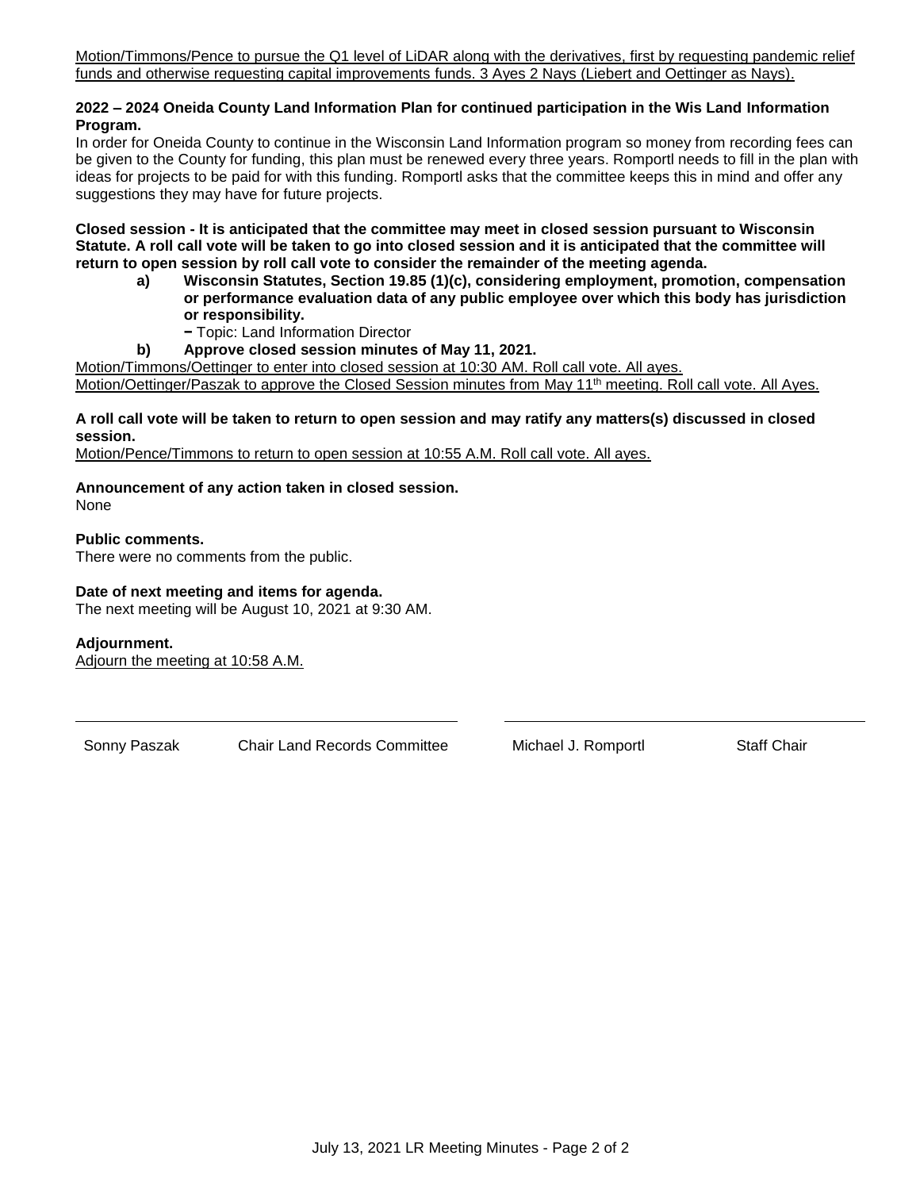Motion/Timmons/Pence to pursue the Q1 level of LiDAR along with the derivatives, first by requesting pandemic relief funds and otherwise requesting capital improvements funds. 3 Ayes 2 Nays (Liebert and Oettinger as Nays).

**2022 – 2024 Oneida County Land Information Plan for continued participation in the Wis Land Information Program.**

In order for Oneida County to continue in the Wisconsin Land Information program so money from recording fees can be given to the County for funding, this plan must be renewed every three years. Romportl needs to fill in the plan with ideas for projects to be paid for with this funding. Romportl asks that the committee keeps this in mind and offer any suggestions they may have for future projects.

**Closed session - It is anticipated that the committee may meet in closed session pursuant to Wisconsin Statute. A roll call vote will be taken to go into closed session and it is anticipated that the committee will return to open session by roll call vote to consider the remainder of the meeting agenda.**

- **a) Wisconsin Statutes, Section 19.85 (1)(c), considering employment, promotion, compensation or performance evaluation data of any public employee over which this body has jurisdiction or responsibility.**
  - Topic: Land Information Director
- **b) Approve closed session minutes of May 11, 2021.**

Motion/Timmons/Oettinger to enter into closed session at 10:30 AM. Roll call vote. All ayes.
Motion/Oettinger/Paszak to approve the Closed Session minutes from May 11th meeting. Roll call vote. All Ayes.

**A roll call vote will be taken to return to open session and may ratify any matters(s) discussed in closed session.**

Motion/Pence/Timmons to return to open session at 10:55 A.M. Roll call vote. All ayes.

**Announcement of any action taken in closed session.**

None

**Public comments.**

There were no comments from the public.

**Date of next meeting and items for agenda.**

The next meeting will be August 10, 2021 at 9:30 AM.

**Adjournment.**

Adjourn the meeting at 10:58 A.M.

Sonny Paszak Chair Land Records Committee

Michael J. Romportl Staff Chair